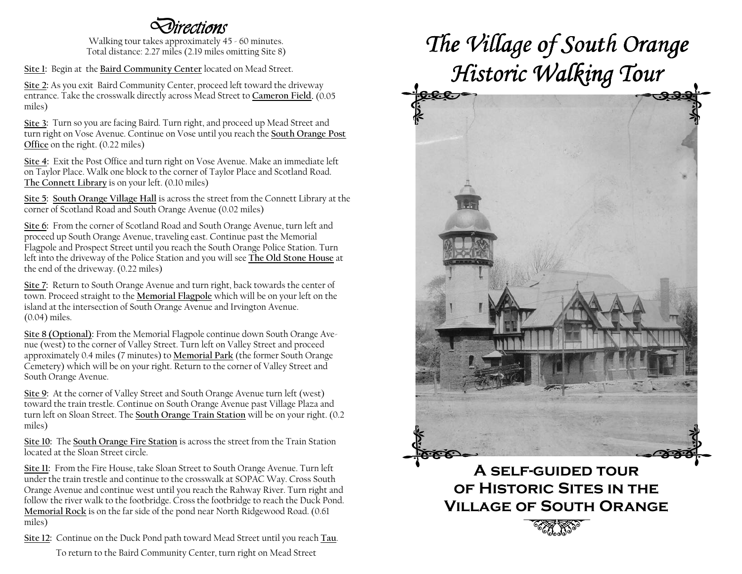# Directions

Walking tour takes approximately 45 - 60 minutes.
Total distance: 2.27 miles (2.19 miles omitting Site 8)

**Site 1**: Begin at the **Baird Community Center** located on Mead Street.

**Site 2**: As you exit Baird Community Center, proceed left toward the driveway entrance. Take the crosswalk directly across Mead Street to **Cameron Field.** (0.05 miles)

**Site 3**: Turn so you are facing Baird. Turn right, and proceed up Mead Street and turn right on Vose Avenue. Continue on Vose until you reach the **South Orange Post Office** on the right. (0.22 miles)

**Site 4**: Exit the Post Office and turn right on Vose Avenue. Make an immediate left on Taylor Place. Walk one block to the corner of Taylor Place and Scotland Road. **The Connett Library** is on your left. (0.10 miles)

**Site 5**: **South Orange Village Hall** is across the street from the Connett Library at the corner of Scotland Road and South Orange Avenue (0.02 miles)

**Site 6**: From the corner of Scotland Road and South Orange Avenue, turn left and proceed up South Orange Avenue, traveling east. Continue past the Memorial Flagpole and Prospect Street until you reach the South Orange Police Station. Turn left into the driveway of the Police Station and you will see **The Old Stone House** at the end of the driveway. (0.22 miles)

**Site 7**: Return to South Orange Avenue and turn right, back towards the center of town. Proceed straight to the **Memorial Flagpole** which will be on your left on the island at the intersection of South Orange Avenue and Irvington Avenue. (0.04) miles.

**Site 8 (Optional)**: From the Memorial Flagpole continue down South Orange Avenue (west) to the corner of Valley Street. Turn left on Valley Street and proceed approximately 0.4 miles (7 minutes) to **Memorial Park** (the former South Orange Cemetery) which will be on your right. Return to the corner of Valley Street and South Orange Avenue.

**Site 9**: At the corner of Valley Street and South Orange Avenue turn left (west) toward the train trestle. Continue on South Orange Avenue past Village Plaza and turn left on Sloan Street. The **South Orange Train Station** will be on your right. (0.2 miles)

**Site 10**: The **South Orange Fire Station** is across the street from the Train Station located at the Sloan Street circle.

**Site 11**: From the Fire House, take Sloan Street to South Orange Avenue. Turn left under the train trestle and continue to the crosswalk at SOPAC Way. Cross South Orange Avenue and continue west until you reach the Rahway River. Turn right and follow the river walk to the footbridge. Cross the footbridge to reach the Duck Pond. **Memorial Rock** is on the far side of the pond near North Ridgewood Road. (0.61 miles)

**Site 12**: Continue on the Duck Pond path toward Mead Street until you reach **Tau**.

To return to the Baird Community Center, turn right on Mead Street

# The Village of South Orange Historic Walking Tour

## A self-guided tour of Historic Sites in the Village of South Orange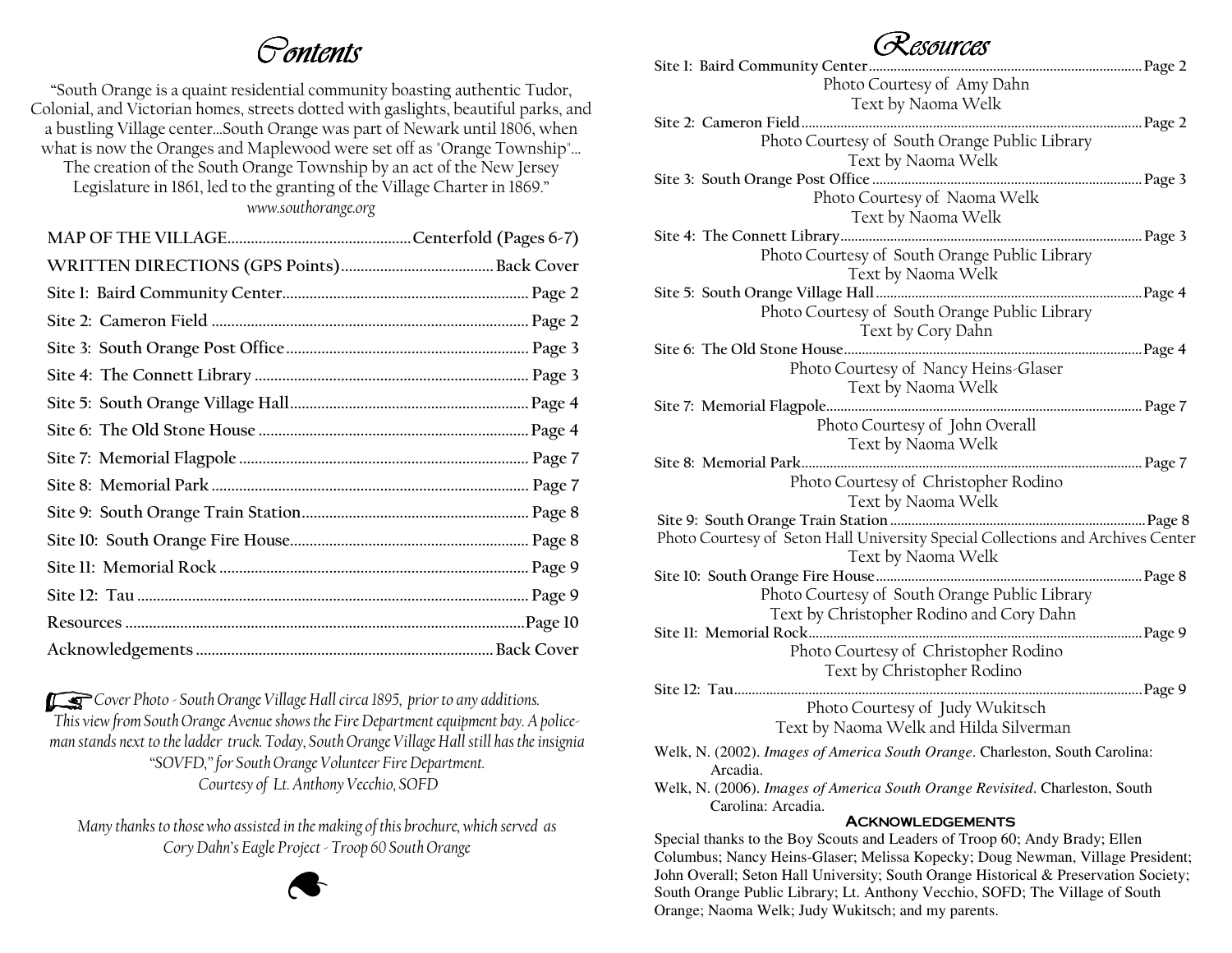# Contents

"South Orange is a quaint residential community boasting authentic Tudor, Colonial, and Victorian homes, streets dotted with gaslights, beautiful parks, and a bustling Village center...South Orange was part of Newark until 1806, when what is now the Oranges and Maplewood were set off as "Orange Township"... The creation of the South Orange Township by an act of the New Jersey Legislature in 1861, led to the granting of the Village Charter in 1869."
*www.southorange.org*

| | |
|---|---|
| **MAP OF THE VILLAGE** | **Centerfold (Pages 6-7)** |
| **WRITTEN DIRECTIONS (GPS Points)** | **Back Cover** |
| **Site 1: Baird Community Center** | **Page 2** |
| **Site 2: Cameron Field** | **Page 2** |
| **Site 3: South Orange Post Office** | **Page 3** |
| **Site 4: The Connett Library** | **Page 3** |
| **Site 5: South Orange Village Hall** | **Page 4** |
| **Site 6: The Old Stone House** | **Page 4** |
| **Site 7: Memorial Flagpole** | **Page 7** |
| **Site 8: Memorial Park** | **Page 7** |
| **Site 9: South Orange Train Station** | **Page 8** |
| **Site 10: South Orange Fire House** | **Page 8** |
| **Site 11: Memorial Rock** | **Page 9** |
| **Site 12: Tau** | **Page 9** |
| **Resources** | **Page 10** |
| **Acknowledgements** | **Back Cover** |

*Cover Photo - South Orange Village Hall circa 1895, prior to any additions. This view from South Orange Avenue shows the Fire Department equipment bay. A policeman stands next to the ladder truck. Today, South Orange Village Hall still has the insignia "SOVFD," for South Orange Volunteer Fire Department. Courtesy of Lt. Anthony Vecchio, SOFD*

*Many thanks to those who assisted in the making of this brochure, which served as Cory Dahn's Eagle Project - Troop 60 South Orange*

# Resources

**Site 1: Baird Community Center** .......... **Page 2**
Photo Courtesy of Amy Dahn
Text by Naoma Welk

**Site 2: Cameron Field** .......... **Page 2**
Photo Courtesy of South Orange Public Library
Text by Naoma Welk

**Site 3: South Orange Post Office** .......... **Page 3**
Photo Courtesy of Naoma Welk
Text by Naoma Welk

**Site 4: The Connett Library** .......... **Page 3**
Photo Courtesy of South Orange Public Library
Text by Naoma Welk

**Site 5: South Orange Village Hall** .......... **Page 4**
Photo Courtesy of South Orange Public Library
Text by Cory Dahn

**Site 6: The Old Stone House** .......... **Page 4**
Photo Courtesy of Nancy Heins-Glaser
Text by Naoma Welk

**Site 7: Memorial Flagpole** .......... **Page 7**
Photo Courtesy of John Overall
Text by Naoma Welk

**Site 8: Memorial Park** .......... **Page 7**
Photo Courtesy of Christopher Rodino
Text by Naoma Welk

**Site 9: South Orange Train Station** .......... **Page 8**
Photo Courtesy of Seton Hall University Special Collections and Archives Center
Text by Naoma Welk

**Site 10: South Orange Fire House** .......... **Page 8**
Photo Courtesy of South Orange Public Library
Text by Christopher Rodino and Cory Dahn

**Site 11: Memorial Rock** .......... **Page 9**
Photo Courtesy of Christopher Rodino
Text by Christopher Rodino

**Site 12: Tau** .......... **Page 9**
Photo Courtesy of Judy Wukitsch
Text by Naoma Welk and Hilda Silverman

Welk, N. (2002). *Images of America South Orange*. Charleston, South Carolina: Arcadia.

Welk, N. (2006). *Images of America South Orange Revisited*. Charleston, South Carolina: Arcadia.

## Acknowledgements

Special thanks to the Boy Scouts and Leaders of Troop 60; Andy Brady; Ellen Columbus; Nancy Heins-Glaser; Melissa Kopecky; Doug Newman, Village President; John Overall; Seton Hall University; South Orange Historical & Preservation Society; South Orange Public Library; Lt. Anthony Vecchio, SOFD; The Village of South Orange; Naoma Welk; Judy Wukitsch; and my parents.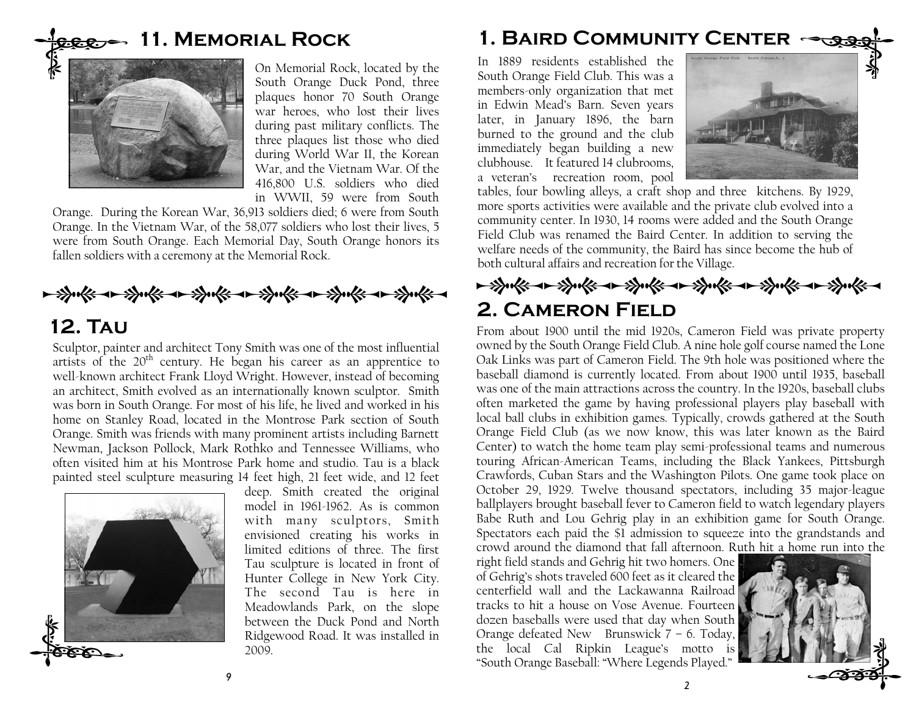## 11. Memorial Rock

On Memorial Rock, located by the South Orange Duck Pond, three plaques honor 70 South Orange war heroes, who lost their lives during past military conflicts. The three plaques list those who died during World War II, the Korean War, and the Vietnam War. Of the 416,800 U.S. soldiers who died in WWII, 59 were from South Orange. During the Korean War, 36,913 soldiers died; 6 were from South Orange. In the Vietnam War, of the 58,077 soldiers who lost their lives, 5 were from South Orange. Each Memorial Day, South Orange honors its fallen soldiers with a ceremony at the Memorial Rock.

## 12. Tau

Sculptor, painter and architect Tony Smith was one of the most influential artists of the 20th century. He began his career as an apprentice to well-known architect Frank Lloyd Wright. However, instead of becoming an architect, Smith evolved as an internationally known sculptor. Smith was born in South Orange. For most of his life, he lived and worked in his home on Stanley Road, located in the Montrose Park section of South Orange. Smith was friends with many prominent artists including Barnett Newman, Jackson Pollock, Mark Rothko and Tennessee Williams, who often visited him at his Montrose Park home and studio. Tau is a black painted steel sculpture measuring 14 feet high, 21 feet wide, and 12 feet deep. Smith created the original model in 1961-1962. As is common with many sculptors, Smith envisioned creating his works in limited editions of three. The first Tau sculpture is located in front of Hunter College in New York City. The second Tau is here in Meadowlands Park, on the slope between the Duck Pond and North Ridgewood Road. It was installed in 2009.

## 1. Baird Community Center

In 1889 residents established the South Orange Field Club. This was a members-only organization that met in Edwin Mead's Barn. Seven years later, in January 1896, the barn burned to the ground and the club immediately began building a new clubhouse. It featured 14 clubrooms, a veteran's recreation room, pool tables, four bowling alleys, a craft shop and three kitchens. By 1929, more sports activities were available and the private club evolved into a community center. In 1930, 14 rooms were added and the South Orange Field Club was renamed the Baird Center. In addition to serving the welfare needs of the community, the Baird has since become the hub of both cultural affairs and recreation for the Village.

## 2. Cameron Field

From about 1900 until the mid 1920s, Cameron Field was private property owned by the South Orange Field Club. A nine hole golf course named the Lone Oak Links was part of Cameron Field. The 9th hole was positioned where the baseball diamond is currently located. From about 1900 until 1935, baseball was one of the main attractions across the country. In the 1920s, baseball clubs often marketed the game by having professional players play baseball with local ball clubs in exhibition games. Typically, crowds gathered at the South Orange Field Club (as we now know, this was later known as the Baird Center) to watch the home team play semi-professional teams and numerous touring African-American Teams, including the Black Yankees, Pittsburgh Crawfords, Cuban Stars and the Washington Pilots. One game took place on October 29, 1929. Twelve thousand spectators, including 35 major-league ballplayers brought baseball fever to Cameron field to watch legendary players Babe Ruth and Lou Gehrig play in an exhibition game for South Orange. Spectators each paid the $1 admission to squeeze into the grandstands and crowd around the diamond that fall afternoon. Ruth hit a home run into the right field stands and Gehrig hit two homers. One of Gehrig's shots traveled 600 feet as it cleared the centerfield wall and the Lackawanna Railroad tracks to hit a house on Vose Avenue. Fourteen dozen baseballs were used that day when South Orange defeated New Brunswick 7 – 6. Today, the local Cal Ripkin League's motto is "South Orange Baseball: "Where Legends Played."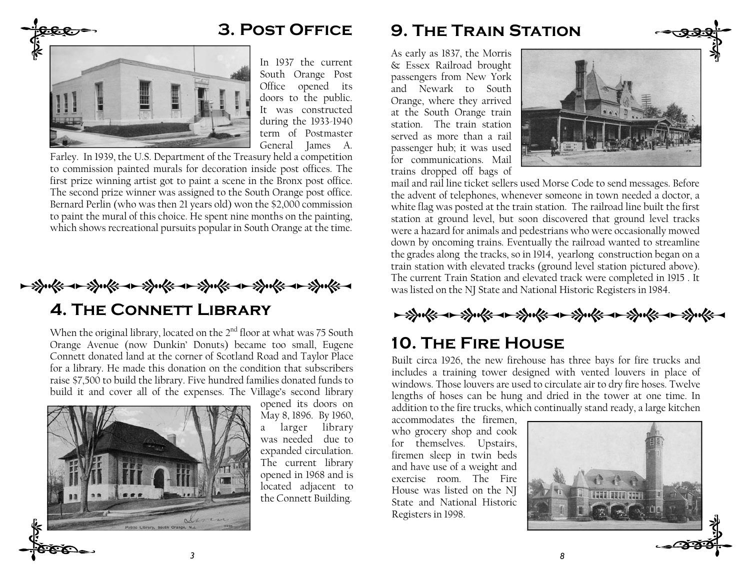## 3. Post Office

In 1937 the current South Orange Post Office opened its doors to the public. It was constructed during the 1933-1940 term of Postmaster General James A. Farley. In 1939, the U.S. Department of the Treasury held a competition to commission painted murals for decoration inside post offices. The first prize winning artist got to paint a scene in the Bronx post office. The second prize winner was assigned to the South Orange post office. Bernard Perlin (who was then 21 years old) won the $2,000 commission to paint the mural of this choice. He spent nine months on the painting, which shows recreational pursuits popular in South Orange at the time.

## 4. The Connett Library

When the original library, located on the 2nd floor at what was 75 South Orange Avenue (now Dunkin' Donuts) became too small, Eugene Connett donated land at the corner of Scotland Road and Taylor Place for a library. He made this donation on the condition that subscribers raise $7,500 to build the library. Five hundred families donated funds to build it and cover all of the expenses. The Village's second library opened its doors on May 8, 1896. By 1960, a larger library was needed due to expanded circulation. The current library opened in 1968 and is located adjacent to the Connett Building.

Public Library, South Orange, N.J.

## 9. The Train Station

As early as 1837, the Morris & Essex Railroad brought passengers from New York and Newark to South Orange, where they arrived at the South Orange train station. The train station served as more than a rail passenger hub; it was used for communications. Mail trains dropped off bags of mail and rail line ticket sellers used Morse Code to send messages. Before the advent of telephones, whenever someone in town needed a doctor, a white flag was posted at the train station. The railroad line built the first station at ground level, but soon discovered that ground level tracks were a hazard for animals and pedestrians who were occasionally mowed down by oncoming trains. Eventually the railroad wanted to streamline the grades along the tracks, so in 1914, yearlong construction began on a train station with elevated tracks (ground level station pictured above). The current Train Station and elevated track were completed in 1915 . It was listed on the NJ State and National Historic Registers in 1984.

## 10. The Fire House

Built circa 1926, the new firehouse has three bays for fire trucks and includes a training tower designed with vented louvers in place of windows. Those louvers are used to circulate air to dry fire hoses. Twelve lengths of hoses can be hung and dried in the tower at one time. In addition to the fire trucks, which continually stand ready, a large kitchen accommodates the firemen, who grocery shop and cook for themselves. Upstairs, firemen sleep in twin beds and have use of a weight and exercise room. The Fire House was listed on the NJ State and National Historic Registers in 1998.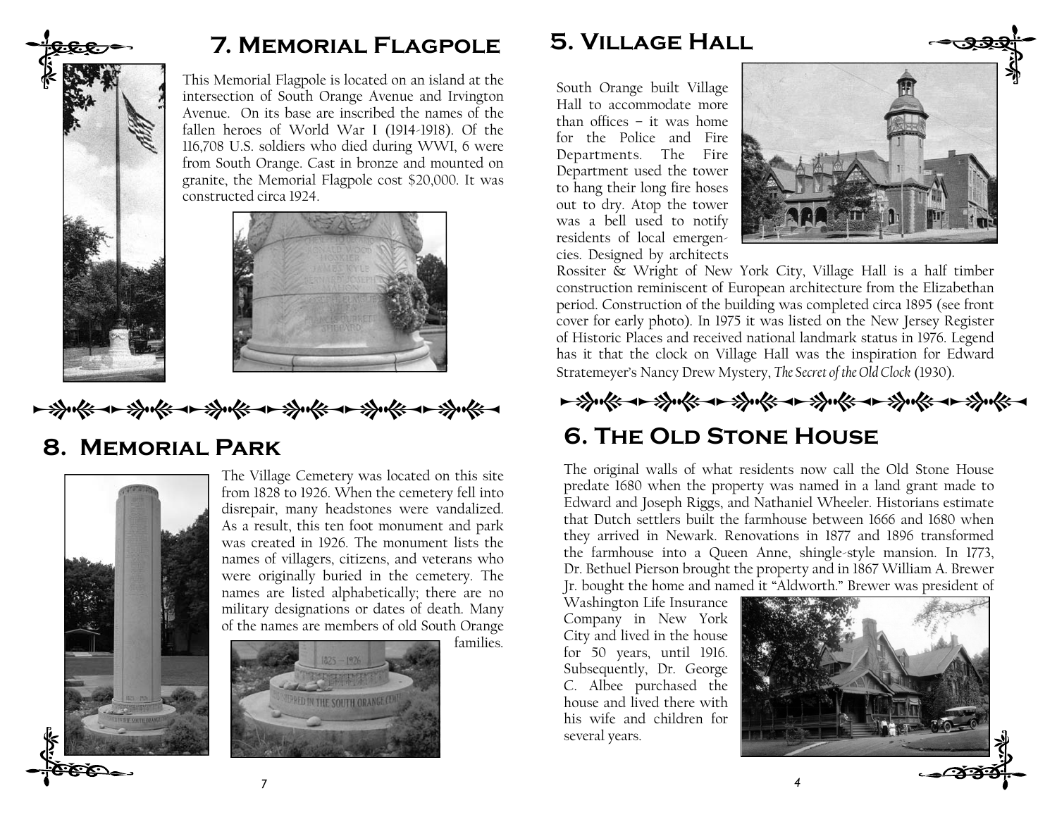## 7. Memorial Flagpole

This Memorial Flagpole is located on an island at the intersection of South Orange Avenue and Irvington Avenue. On its base are inscribed the names of the fallen heroes of World War I (1914-1918). Of the 116,708 U.S. soldiers who died during WWI, 6 were from South Orange. Cast in bronze and mounted on granite, the Memorial Flagpole cost $20,000. It was constructed circa 1924.

## 8. Memorial Park

The Village Cemetery was located on this site from 1828 to 1926. When the cemetery fell into disrepair, many headstones were vandalized. As a result, this ten foot monument and park was created in 1926. The monument lists the names of villagers, citizens, and veterans who were originally buried in the cemetery. The names are listed alphabetically; there are no military designations or dates of death. Many of the names are members of old South Orange families.

## 5. Village Hall

South Orange built Village Hall to accommodate more than offices – it was home for the Police and Fire Departments. The Fire Department used the tower to hang their long fire hoses out to dry. Atop the tower was a bell used to notify residents of local emergencies. Designed by architects Rossiter & Wright of New York City, Village Hall is a half timber construction reminiscent of European architecture from the Elizabethan period. Construction of the building was completed circa 1895 (see front cover for early photo). In 1975 it was listed on the New Jersey Register of Historic Places and received national landmark status in 1976. Legend has it that the clock on Village Hall was the inspiration for Edward Stratemeyer's Nancy Drew Mystery, *The Secret of the Old Clock* (1930).

## 6. The Old Stone House

The original walls of what residents now call the Old Stone House predate 1680 when the property was named in a land grant made to Edward and Joseph Riggs, and Nathaniel Wheeler. Historians estimate that Dutch settlers built the farmhouse between 1666 and 1680 when they arrived in Newark. Renovations in 1877 and 1896 transformed the farmhouse into a Queen Anne, shingle-style mansion. In 1773, Dr. Bethuel Pierson brought the property and in 1867 William A. Brewer Jr. bought the home and named it "Aldworth." Brewer was president of Washington Life Insurance Company in New York City and lived in the house for 50 years, until 1916. Subsequently, Dr. George C. Albee purchased the house and lived there with his wife and children for several years.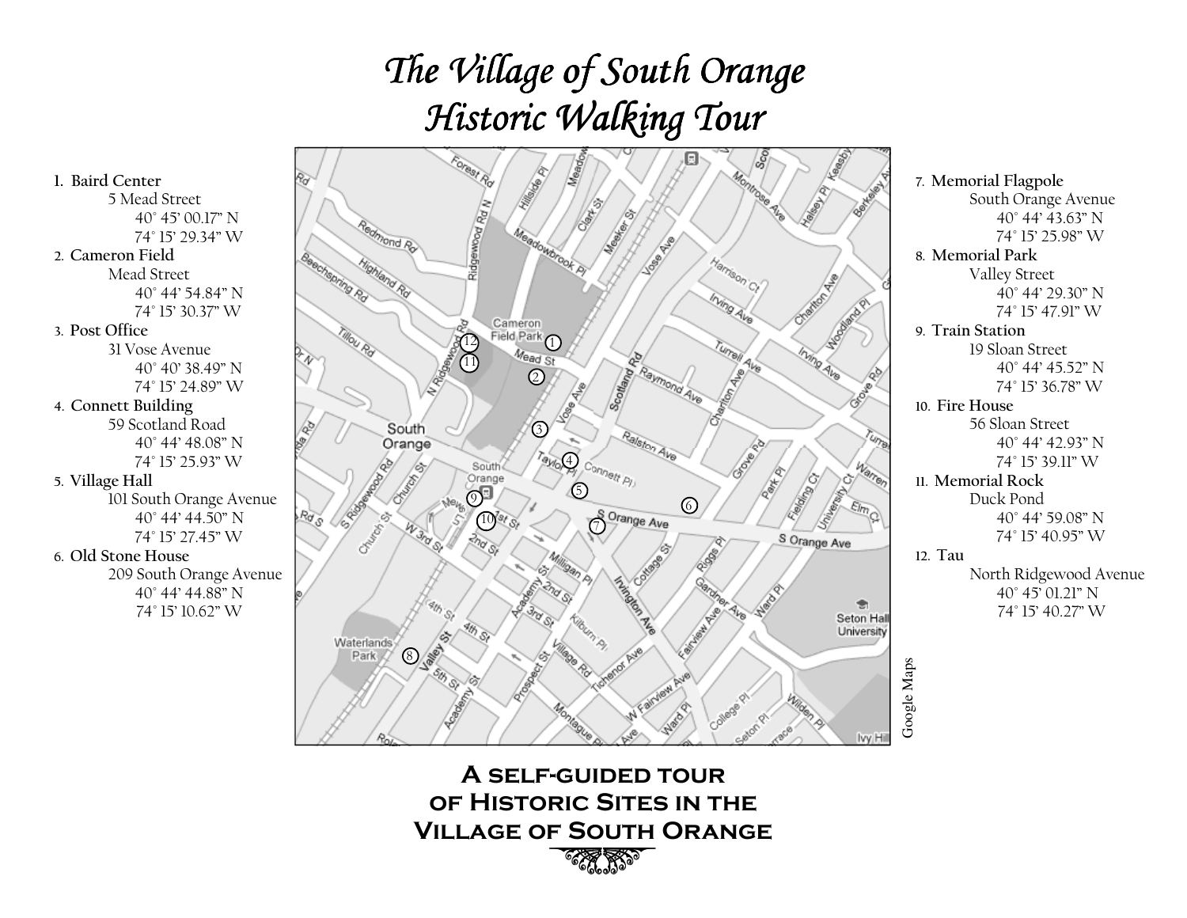# The Village of South Orange Historic Walking Tour

1. **Baird Center**
   5 Mead Street
   40° 45' 00.17" N
   74° 15' 29.34" W
2. **Cameron Field**
   Mead Street
   40° 44' 54.84" N
   74° 15' 30.37" W
3. **Post Office**
   31 Vose Avenue
   40° 40' 38.49" N
   74° 15' 24.89" W
4. **Connett Building**
   59 Scotland Road
   40° 44' 48.08" N
   74° 15' 25.93" W
5. **Village Hall**
   101 South Orange Avenue
   40° 44' 44.50" N
   74° 15' 27.45" W
6. **Old Stone House**
   209 South Orange Avenue
   40° 44' 44.88" N
   74° 15' 10.62" W
7. **Memorial Flagpole**
   South Orange Avenue
   40° 44' 43.63" N
   74° 15' 25.98" W
8. **Memorial Park**
   Valley Street
   40° 44' 29.30" N
   74° 15' 47.91" W
9. **Train Station**
   19 Sloan Street
   40° 44' 45.52" N
   74° 15' 36.78" W
10. **Fire House**
    56 Sloan Street
    40° 44' 42.93" N
    74° 15' 39.11" W
11. **Memorial Rock**
    Duck Pond
    40° 44' 59.08" N
    74° 15' 40.95" W
12. **Tau**
    North Ridgewood Avenue
    40° 45' 01.21" N
    74° 15' 40.27" W

Google Maps

**A SELF-GUIDED TOUR OF HISTORIC SITES IN THE VILLAGE OF SOUTH ORANGE**